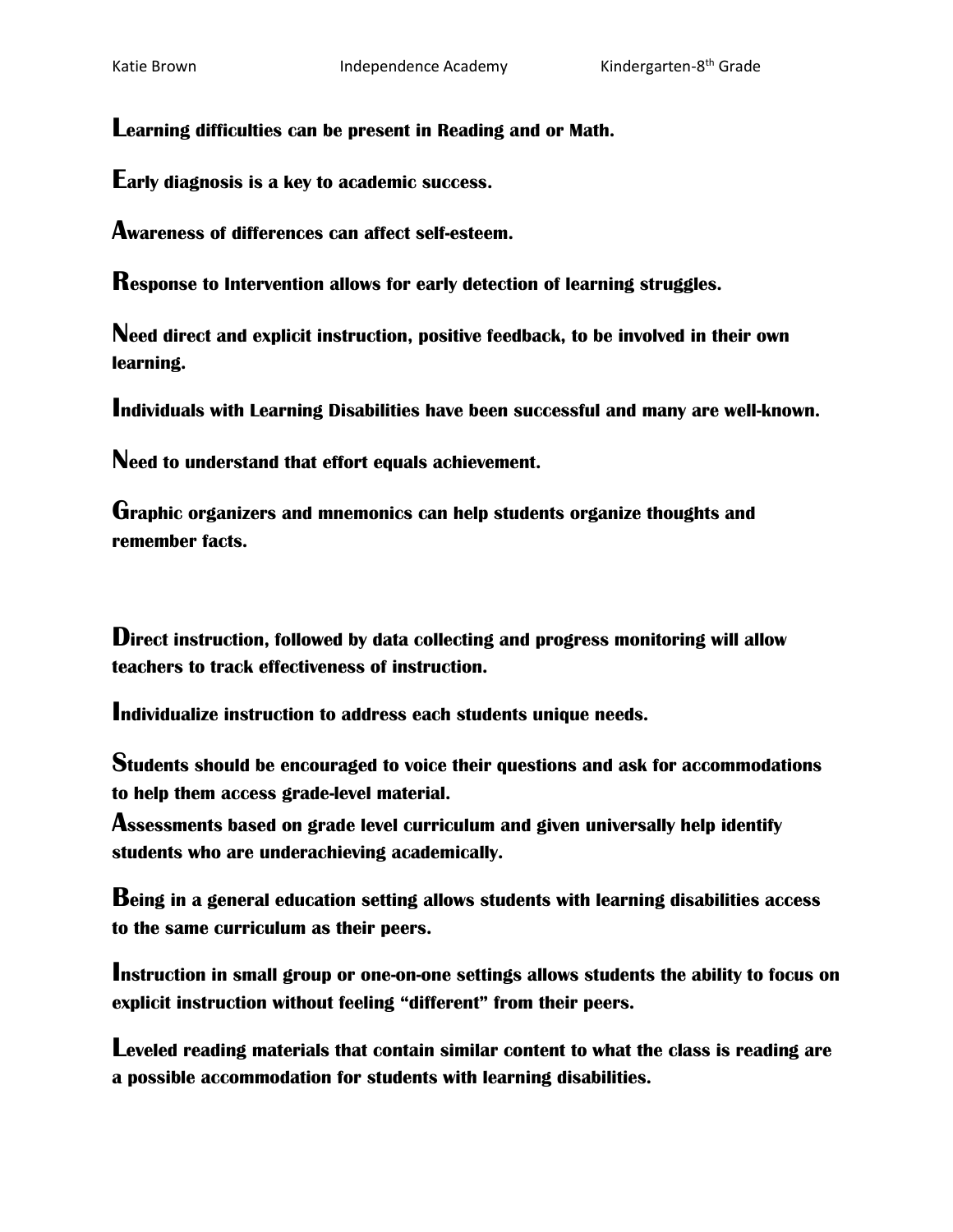Katie Brown | Independence Academy | Kindergarten-8th Grade

**Learning difficulties can be present in Reading and or Math.**

**Early diagnosis is a key to academic success.**

**Awareness of differences can affect self-esteem.**

**Response to Intervention allows for early detection of learning struggles.**

**Need direct and explicit instruction, positive feedback, to be involved in their own learning.**

**Individuals with Learning Disabilities have been successful and many are well-known.**

**Need to understand that effort equals achievement.**

**Graphic organizers and mnemonics can help students organize thoughts and remember facts.**

**Direct instruction, followed by data collecting and progress monitoring will allow teachers to track effectiveness of instruction.**

**Individualize instruction to address each students unique needs.**

**Students should be encouraged to voice their questions and ask for accommodations to help them access grade-level material.**

**Assessments based on grade level curriculum and given universally help identify students who are underachieving academically.**

**Being in a general education setting allows students with learning disabilities access to the same curriculum as their peers.**

**Instruction in small group or one-on-one settings allows students the ability to focus on explicit instruction without feeling "different" from their peers.**

**Leveled reading materials that contain similar content to what the class is reading are a possible accommodation for students with learning disabilities.**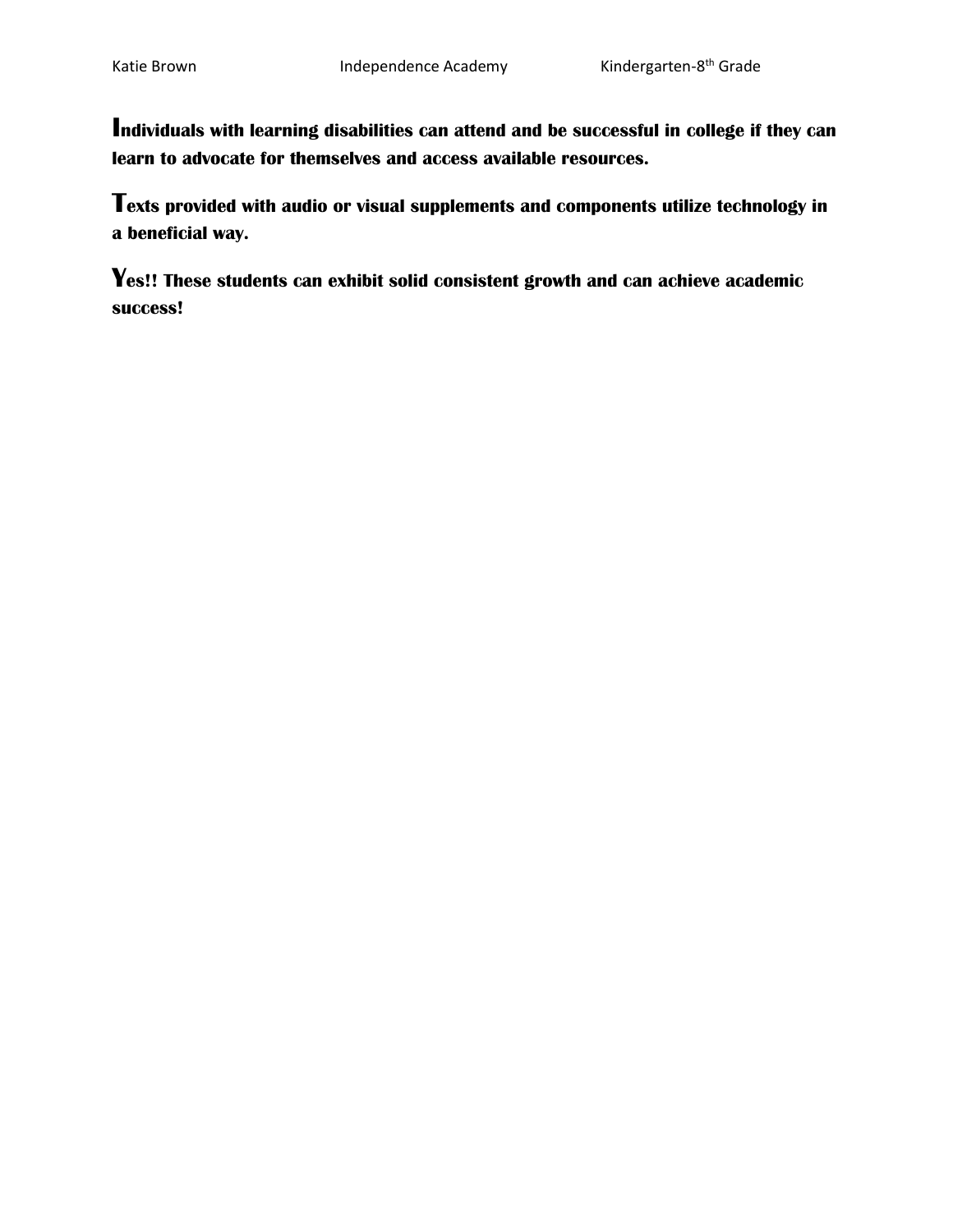**Individuals with learning disabilities can attend and be successful in college if they can learn to advocate for themselves and access available resources.**

**Texts provided with audio or visual supplements and components utilize technology in a beneficial way.**

**Yes!! These students can exhibit solid consistent growth and can achieve academic success!**